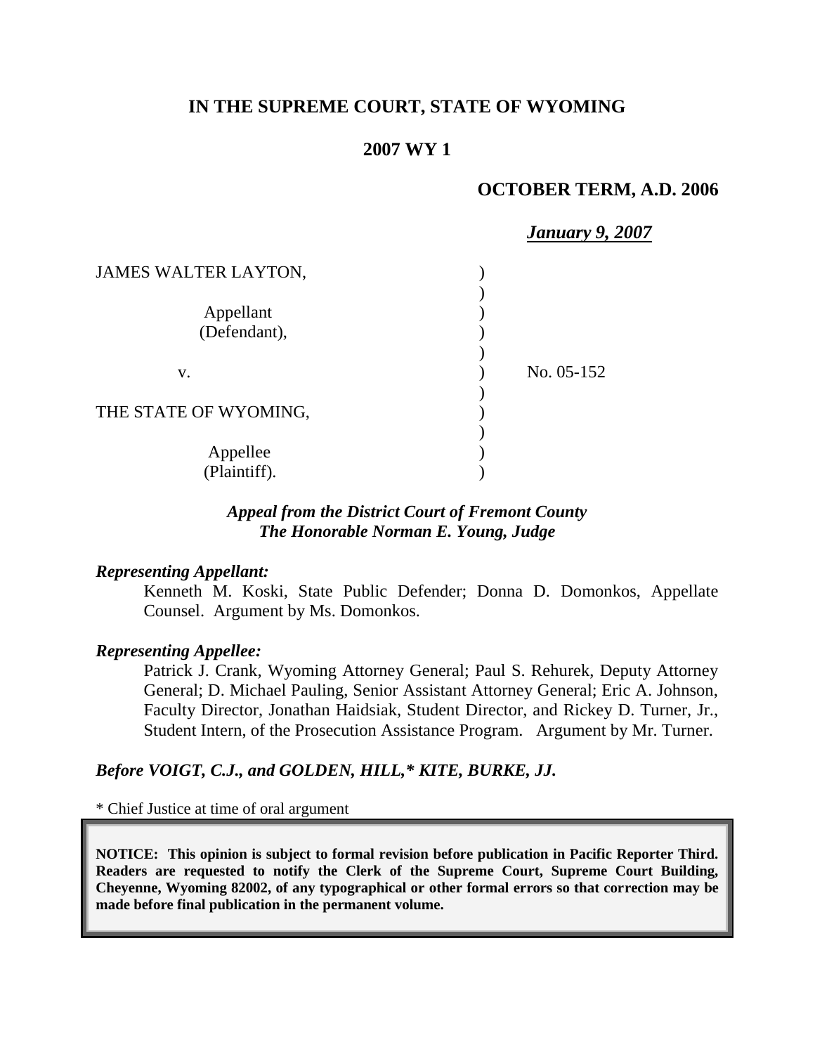# IN THE SUPREME COURT, STATE OF WYOMING

## 2007 WY 1

**OCTOBER TERM, A.D. 2006**

***January 9, 2007***

| | | |
|---|---|---|
| JAMES WALTER LAYTON, | ) | |
| Appellant (Defendant), | ) | |
| v. | ) | No. 05-152 |
| THE STATE OF WYOMING, | ) | |
| Appellee (Plaintiff). | ) | |

***Appeal from the District Court of Fremont County***
***The Honorable Norman E. Young, Judge***

***Representing Appellant:***

Kenneth M. Koski, State Public Defender; Donna D. Domonkos, Appellate Counsel. Argument by Ms. Domonkos.

***Representing Appellee:***

Patrick J. Crank, Wyoming Attorney General; Paul S. Rehurek, Deputy Attorney General; D. Michael Pauling, Senior Assistant Attorney General; Eric A. Johnson, Faculty Director, Jonathan Haidsiak, Student Director, and Rickey D. Turner, Jr., Student Intern, of the Prosecution Assistance Program. Argument by Mr. Turner.

***Before VOIGT, C.J., and GOLDEN, HILL,\* KITE, BURKE, JJ.***

\* Chief Justice at time of oral argument

**NOTICE: This opinion is subject to formal revision before publication in Pacific Reporter Third. Readers are requested to notify the Clerk of the Supreme Court, Supreme Court Building, Cheyenne, Wyoming 82002, of any typographical or other formal errors so that correction may be made before final publication in the permanent volume.**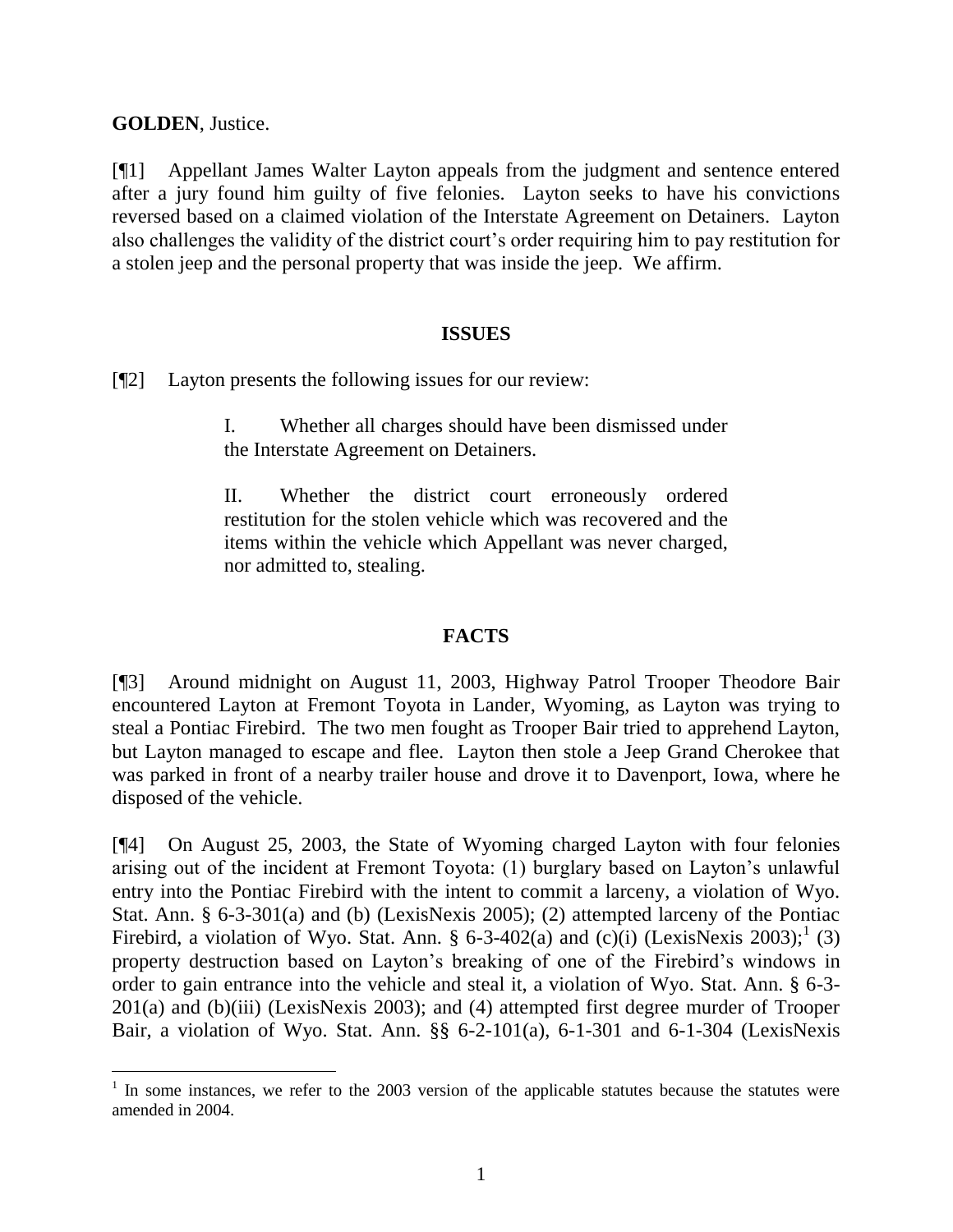**GOLDEN**, Justice.

[¶1] Appellant James Walter Layton appeals from the judgment and sentence entered after a jury found him guilty of five felonies. Layton seeks to have his convictions reversed based on a claimed violation of the Interstate Agreement on Detainers. Layton also challenges the validity of the district court's order requiring him to pay restitution for a stolen jeep and the personal property that was inside the jeep. We affirm.

## ISSUES

[¶2] Layton presents the following issues for our review:

> I. Whether all charges should have been dismissed under the Interstate Agreement on Detainers.
>
> II. Whether the district court erroneously ordered restitution for the stolen vehicle which was recovered and the items within the vehicle which Appellant was never charged, nor admitted to, stealing.

## FACTS

[¶3] Around midnight on August 11, 2003, Highway Patrol Trooper Theodore Bair encountered Layton at Fremont Toyota in Lander, Wyoming, as Layton was trying to steal a Pontiac Firebird. The two men fought as Trooper Bair tried to apprehend Layton, but Layton managed to escape and flee. Layton then stole a Jeep Grand Cherokee that was parked in front of a nearby trailer house and drove it to Davenport, Iowa, where he disposed of the vehicle.

[¶4] On August 25, 2003, the State of Wyoming charged Layton with four felonies arising out of the incident at Fremont Toyota: (1) burglary based on Layton's unlawful entry into the Pontiac Firebird with the intent to commit a larceny, a violation of Wyo. Stat. Ann. § 6-3-301(a) and (b) (LexisNexis 2005); (2) attempted larceny of the Pontiac Firebird, a violation of Wyo. Stat. Ann. § 6-3-402(a) and (c)(i) (LexisNexis 2003);[1] (3) property destruction based on Layton's breaking of one of the Firebird's windows in order to gain entrance into the vehicle and steal it, a violation of Wyo. Stat. Ann. § 6-3-201(a) and (b)(iii) (LexisNexis 2003); and (4) attempted first degree murder of Trooper Bair, a violation of Wyo. Stat. Ann. §§ 6-2-101(a), 6-1-301 and 6-1-304 (LexisNexis

---

[1] In some instances, we refer to the 2003 version of the applicable statutes because the statutes were amended in 2004.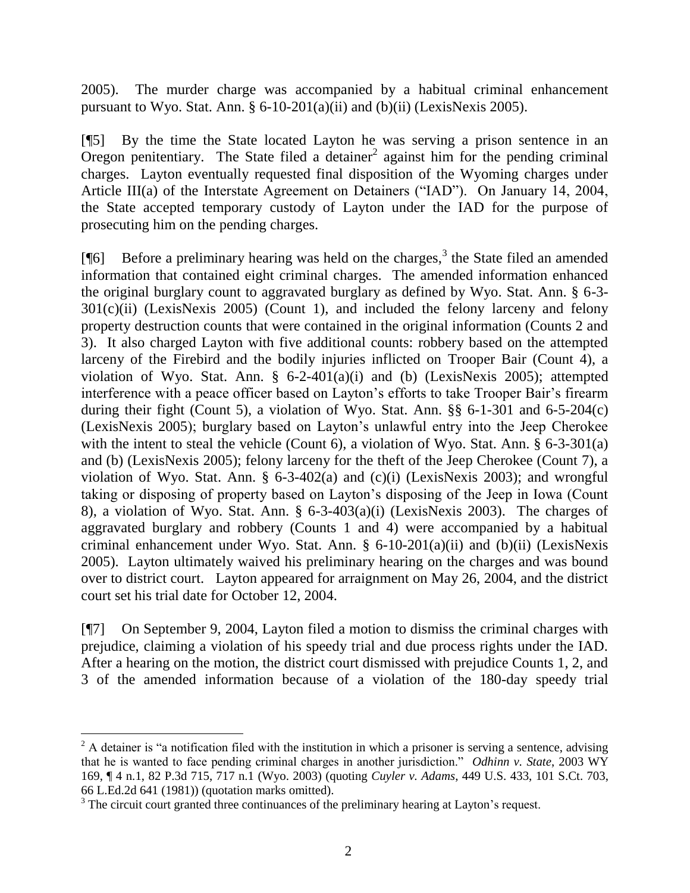2005). The murder charge was accompanied by a habitual criminal enhancement pursuant to Wyo. Stat. Ann. § 6-10-201(a)(ii) and (b)(ii) (LexisNexis 2005).

[¶5] By the time the State located Layton he was serving a prison sentence in an Oregon penitentiary. The State filed a detainer[2] against him for the pending criminal charges. Layton eventually requested final disposition of the Wyoming charges under Article III(a) of the Interstate Agreement on Detainers ("IAD"). On January 14, 2004, the State accepted temporary custody of Layton under the IAD for the purpose of prosecuting him on the pending charges.

[¶6] Before a preliminary hearing was held on the charges,[3] the State filed an amended information that contained eight criminal charges. The amended information enhanced the original burglary count to aggravated burglary as defined by Wyo. Stat. Ann. § 6-3-301(c)(ii) (LexisNexis 2005) (Count 1), and included the felony larceny and felony property destruction counts that were contained in the original information (Counts 2 and 3). It also charged Layton with five additional counts: robbery based on the attempted larceny of the Firebird and the bodily injuries inflicted on Trooper Bair (Count 4), a violation of Wyo. Stat. Ann. § 6-2-401(a)(i) and (b) (LexisNexis 2005); attempted interference with a peace officer based on Layton's efforts to take Trooper Bair's firearm during their fight (Count 5), a violation of Wyo. Stat. Ann. §§ 6-1-301 and 6-5-204(c) (LexisNexis 2005); burglary based on Layton's unlawful entry into the Jeep Cherokee with the intent to steal the vehicle (Count 6), a violation of Wyo. Stat. Ann. § 6-3-301(a) and (b) (LexisNexis 2005); felony larceny for the theft of the Jeep Cherokee (Count 7), a violation of Wyo. Stat. Ann. § 6-3-402(a) and (c)(i) (LexisNexis 2003); and wrongful taking or disposing of property based on Layton's disposing of the Jeep in Iowa (Count 8), a violation of Wyo. Stat. Ann. § 6-3-403(a)(i) (LexisNexis 2003). The charges of aggravated burglary and robbery (Counts 1 and 4) were accompanied by a habitual criminal enhancement under Wyo. Stat. Ann. § 6-10-201(a)(ii) and (b)(ii) (LexisNexis 2005). Layton ultimately waived his preliminary hearing on the charges and was bound over to district court. Layton appeared for arraignment on May 26, 2004, and the district court set his trial date for October 12, 2004.

[¶7] On September 9, 2004, Layton filed a motion to dismiss the criminal charges with prejudice, claiming a violation of his speedy trial and due process rights under the IAD. After a hearing on the motion, the district court dismissed with prejudice Counts 1, 2, and 3 of the amended information because of a violation of the 180-day speedy trial

---

[2] A detainer is "a notification filed with the institution in which a prisoner is serving a sentence, advising that he is wanted to face pending criminal charges in another jurisdiction." *Odhinn v. State*, 2003 WY 169, ¶ 4 n.1, 82 P.3d 715, 717 n.1 (Wyo. 2003) (quoting *Cuyler v. Adams*, 449 U.S. 433, 101 S.Ct. 703, 66 L.Ed.2d 641 (1981)) (quotation marks omitted).

[3] The circuit court granted three continuances of the preliminary hearing at Layton's request.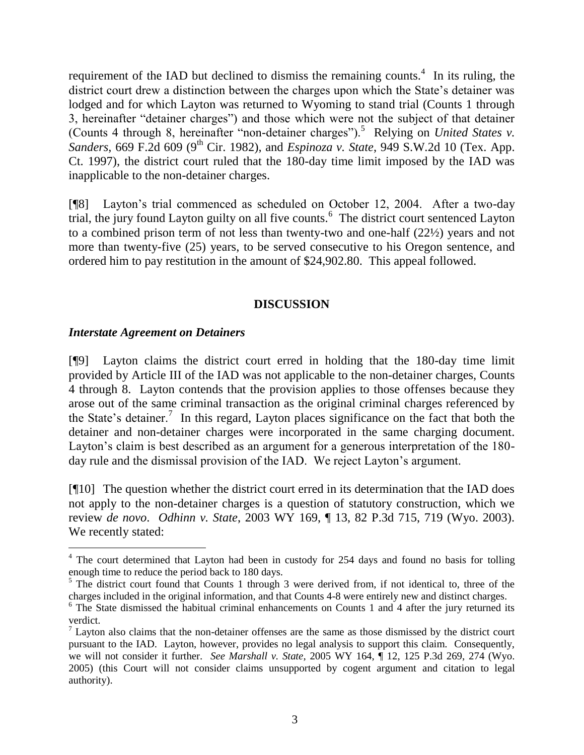requirement of the IAD but declined to dismiss the remaining counts.[4] In its ruling, the district court drew a distinction between the charges upon which the State's detainer was lodged and for which Layton was returned to Wyoming to stand trial (Counts 1 through 3, hereinafter "detainer charges") and those which were not the subject of that detainer (Counts 4 through 8, hereinafter "non-detainer charges").[5] Relying on *United States v. Sanders*, 669 F.2d 609 (9th Cir. 1982), and *Espinoza v. State*, 949 S.W.2d 10 (Tex. App. Ct. 1997), the district court ruled that the 180-day time limit imposed by the IAD was inapplicable to the non-detainer charges.

[¶8] Layton's trial commenced as scheduled on October 12, 2004. After a two-day trial, the jury found Layton guilty on all five counts.[6] The district court sentenced Layton to a combined prison term of not less than twenty-two and one-half (22½) years and not more than twenty-five (25) years, to be served consecutive to his Oregon sentence, and ordered him to pay restitution in the amount of $24,902.80. This appeal followed.

## DISCUSSION

### *Interstate Agreement on Detainers*

[¶9] Layton claims the district court erred in holding that the 180-day time limit provided by Article III of the IAD was not applicable to the non-detainer charges, Counts 4 through 8. Layton contends that the provision applies to those offenses because they arose out of the same criminal transaction as the original criminal charges referenced by the State's detainer.[7] In this regard, Layton places significance on the fact that both the detainer and non-detainer charges were incorporated in the same charging document. Layton's claim is best described as an argument for a generous interpretation of the 180-day rule and the dismissal provision of the IAD. We reject Layton's argument.

[¶10] The question whether the district court erred in its determination that the IAD does not apply to the non-detainer charges is a question of statutory construction, which we review *de novo*. *Odhinn v. State*, 2003 WY 169, ¶ 13, 82 P.3d 715, 719 (Wyo. 2003). We recently stated:

---

[4] The court determined that Layton had been in custody for 254 days and found no basis for tolling enough time to reduce the period back to 180 days.

[5] The district court found that Counts 1 through 3 were derived from, if not identical to, three of the charges included in the original information, and that Counts 4-8 were entirely new and distinct charges.

[6] The State dismissed the habitual criminal enhancements on Counts 1 and 4 after the jury returned its verdict.

[7] Layton also claims that the non-detainer offenses are the same as those dismissed by the district court pursuant to the IAD. Layton, however, provides no legal analysis to support this claim. Consequently, we will not consider it further. *See Marshall v. State*, 2005 WY 164, ¶ 12, 125 P.3d 269, 274 (Wyo. 2005) (this Court will not consider claims unsupported by cogent argument and citation to legal authority).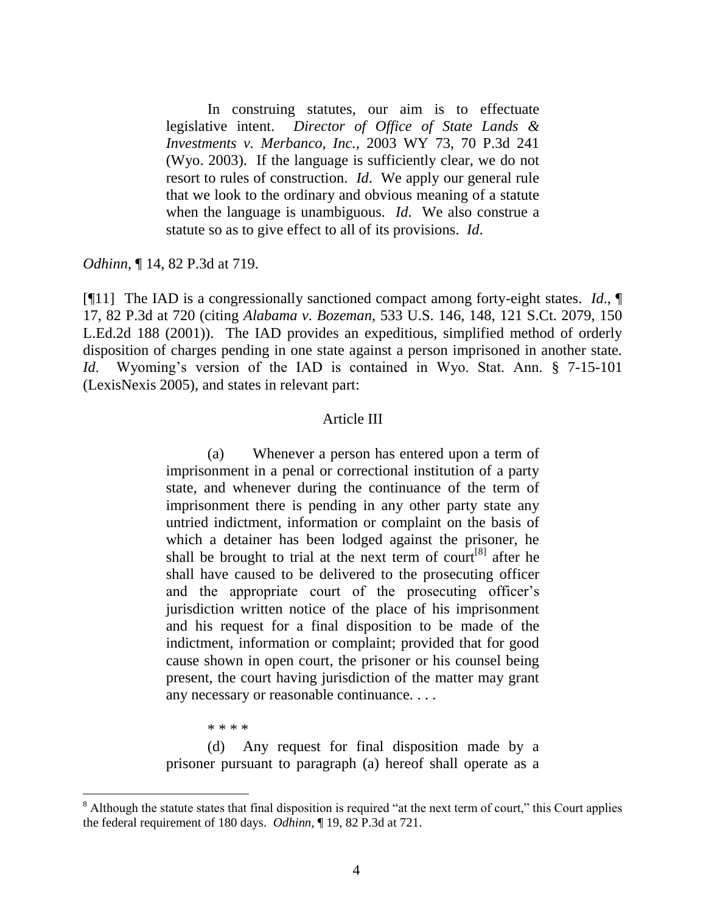> In construing statutes, our aim is to effectuate legislative intent. *Director of Office of State Lands & Investments v. Merbanco, Inc.*, 2003 WY 73, 70 P.3d 241 (Wyo. 2003). If the language is sufficiently clear, we do not resort to rules of construction. *Id*. We apply our general rule that we look to the ordinary and obvious meaning of a statute when the language is unambiguous. *Id*. We also construe a statute so as to give effect to all of its provisions. *Id*.

*Odhinn*, ¶ 14, 82 P.3d at 719.

[¶11] The IAD is a congressionally sanctioned compact among forty-eight states. *Id*., ¶ 17, 82 P.3d at 720 (citing *Alabama v. Bozeman*, 533 U.S. 146, 148, 121 S.Ct. 2079, 150 L.Ed.2d 188 (2001)). The IAD provides an expeditious, simplified method of orderly disposition of charges pending in one state against a person imprisoned in another state. *Id*. Wyoming's version of the IAD is contained in Wyo. Stat. Ann. § 7-15-101 (LexisNexis 2005), and states in relevant part:

> Article III
>
> (a) Whenever a person has entered upon a term of imprisonment in a penal or correctional institution of a party state, and whenever during the continuance of the term of imprisonment there is pending in any other party state any untried indictment, information or complaint on the basis of which a detainer has been lodged against the prisoner, he shall be brought to trial at the next term of court[8] after he shall have caused to be delivered to the prosecuting officer and the appropriate court of the prosecuting officer's jurisdiction written notice of the place of his imprisonment and his request for a final disposition to be made of the indictment, information or complaint; provided that for good cause shown in open court, the prisoner or his counsel being present, the court having jurisdiction of the matter may grant any necessary or reasonable continuance. . . .
>
> \* \* \* \*
>
> (d) Any request for final disposition made by a prisoner pursuant to paragraph (a) hereof shall operate as a

[8] Although the statute states that final disposition is required "at the next term of court," this Court applies the federal requirement of 180 days. *Odhinn*, ¶ 19, 82 P.3d at 721.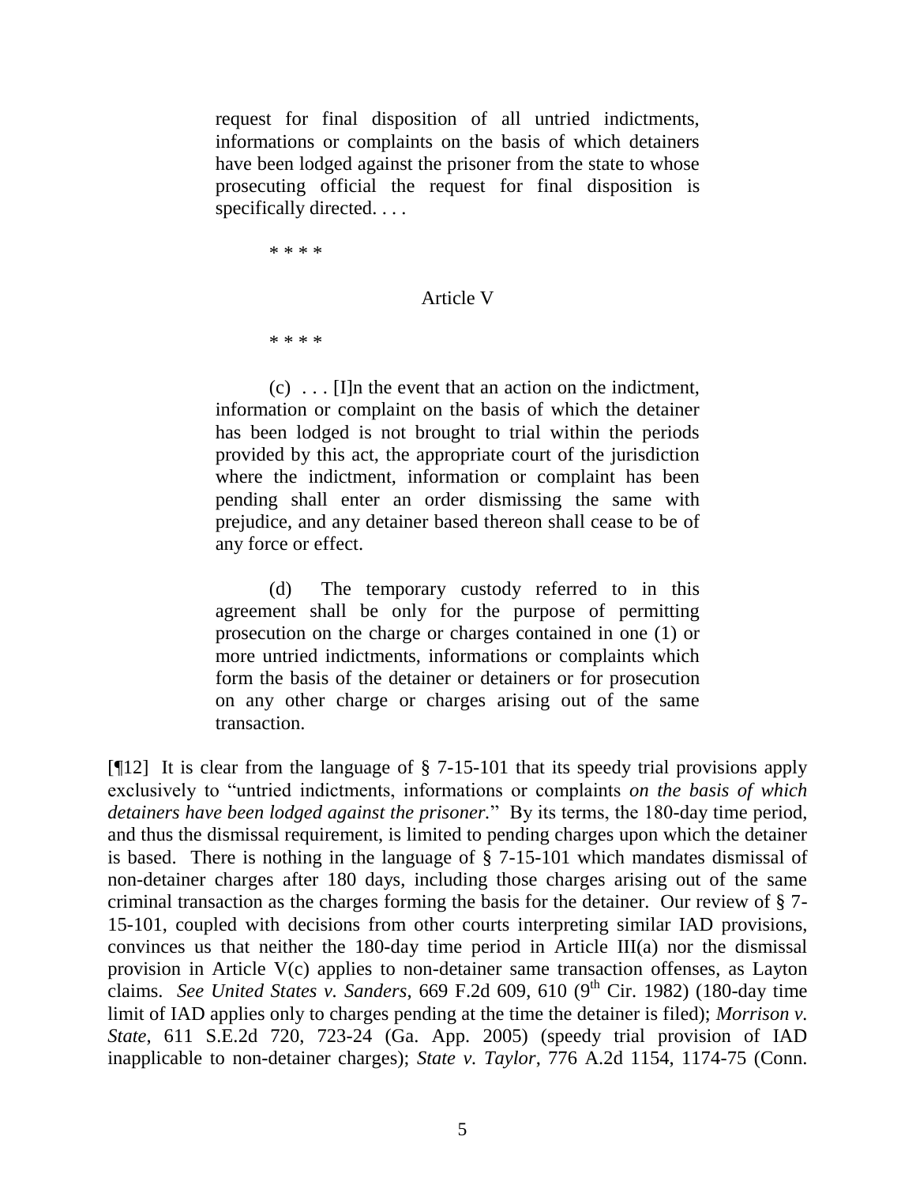> request for final disposition of all untried indictments, informations or complaints on the basis of which detainers have been lodged against the prisoner from the state to whose prosecuting official the request for final disposition is specifically directed. . . .
>
> \* \* \* \*
>
> Article V
>
> \* \* \* \*
>
> (c) . . . [I]n the event that an action on the indictment, information or complaint on the basis of which the detainer has been lodged is not brought to trial within the periods provided by this act, the appropriate court of the jurisdiction where the indictment, information or complaint has been pending shall enter an order dismissing the same with prejudice, and any detainer based thereon shall cease to be of any force or effect.
>
> (d) The temporary custody referred to in this agreement shall be only for the purpose of permitting prosecution on the charge or charges contained in one (1) or more untried indictments, informations or complaints which form the basis of the detainer or detainers or for prosecution on any other charge or charges arising out of the same transaction.

[¶12] It is clear from the language of § 7-15-101 that its speedy trial provisions apply exclusively to "untried indictments, informations or complaints *on the basis of which detainers have been lodged against the prisoner*." By its terms, the 180-day time period, and thus the dismissal requirement, is limited to pending charges upon which the detainer is based. There is nothing in the language of § 7-15-101 which mandates dismissal of non-detainer charges after 180 days, including those charges arising out of the same criminal transaction as the charges forming the basis for the detainer. Our review of § 7-15-101, coupled with decisions from other courts interpreting similar IAD provisions, convinces us that neither the 180-day time period in Article III(a) nor the dismissal provision in Article V(c) applies to non-detainer same transaction offenses, as Layton claims. *See United States v. Sanders*, 669 F.2d 609, 610 (9th Cir. 1982) (180-day time limit of IAD applies only to charges pending at the time the detainer is filed); *Morrison v. State*, 611 S.E.2d 720, 723-24 (Ga. App. 2005) (speedy trial provision of IAD inapplicable to non-detainer charges); *State v. Taylor*, 776 A.2d 1154, 1174-75 (Conn.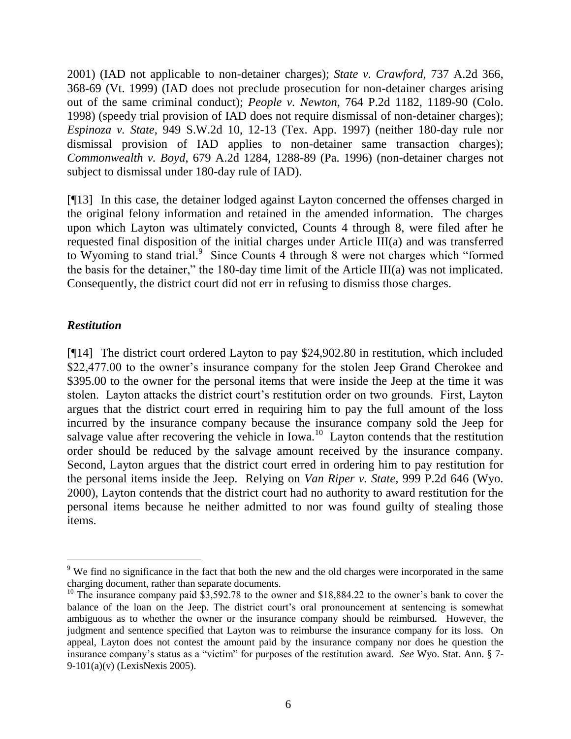2001) (IAD not applicable to non-detainer charges); *State v. Crawford*, 737 A.2d 366, 368-69 (Vt. 1999) (IAD does not preclude prosecution for non-detainer charges arising out of the same criminal conduct); *People v. Newton*, 764 P.2d 1182, 1189-90 (Colo. 1998) (speedy trial provision of IAD does not require dismissal of non-detainer charges); *Espinoza v. State*, 949 S.W.2d 10, 12-13 (Tex. App. 1997) (neither 180-day rule nor dismissal provision of IAD applies to non-detainer same transaction charges); *Commonwealth v. Boyd*, 679 A.2d 1284, 1288-89 (Pa. 1996) (non-detainer charges not subject to dismissal under 180-day rule of IAD).

[¶13] In this case, the detainer lodged against Layton concerned the offenses charged in the original felony information and retained in the amended information. The charges upon which Layton was ultimately convicted, Counts 4 through 8, were filed after he requested final disposition of the initial charges under Article III(a) and was transferred to Wyoming to stand trial.[9] Since Counts 4 through 8 were not charges which "formed the basis for the detainer," the 180-day time limit of the Article III(a) was not implicated. Consequently, the district court did not err in refusing to dismiss those charges.

### *Restitution*

[¶14] The district court ordered Layton to pay $24,902.80 in restitution, which included $22,477.00 to the owner's insurance company for the stolen Jeep Grand Cherokee and $395.00 to the owner for the personal items that were inside the Jeep at the time it was stolen. Layton attacks the district court's restitution order on two grounds. First, Layton argues that the district court erred in requiring him to pay the full amount of the loss incurred by the insurance company because the insurance company sold the Jeep for salvage value after recovering the vehicle in Iowa.[10] Layton contends that the restitution order should be reduced by the salvage amount received by the insurance company. Second, Layton argues that the district court erred in ordering him to pay restitution for the personal items inside the Jeep. Relying on *Van Riper v. State*, 999 P.2d 646 (Wyo. 2000), Layton contends that the district court had no authority to award restitution for the personal items because he neither admitted to nor was found guilty of stealing those items.

---

[9] We find no significance in the fact that both the new and the old charges were incorporated in the same charging document, rather than separate documents.

[10] The insurance company paid $3,592.78 to the owner and $18,884.22 to the owner's bank to cover the balance of the loan on the Jeep. The district court's oral pronouncement at sentencing is somewhat ambiguous as to whether the owner or the insurance company should be reimbursed. However, the judgment and sentence specified that Layton was to reimburse the insurance company for its loss. On appeal, Layton does not contest the amount paid by the insurance company nor does he question the insurance company's status as a "victim" for purposes of the restitution award. *See* Wyo. Stat. Ann. § 7-9-101(a)(v) (LexisNexis 2005).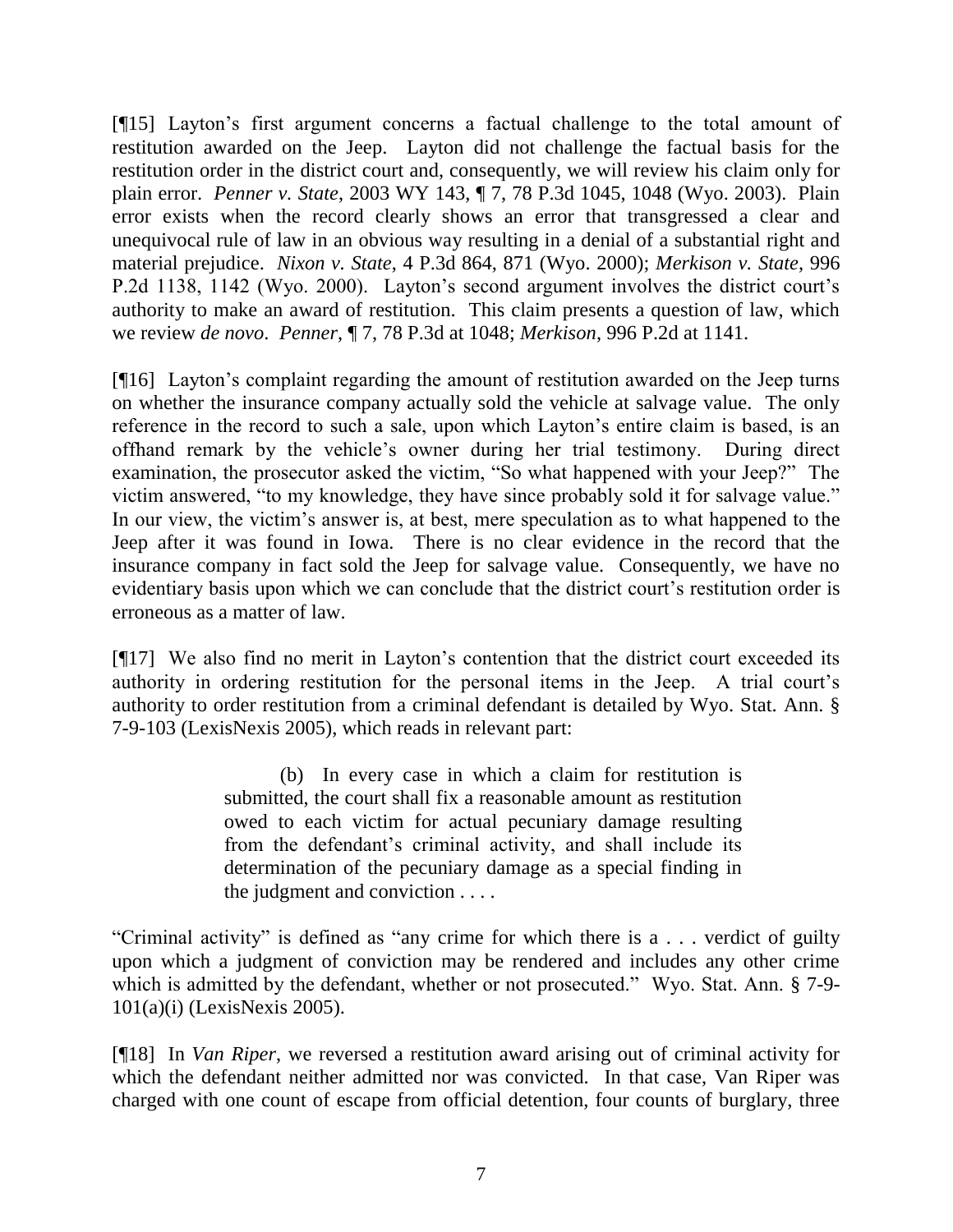[¶15] Layton's first argument concerns a factual challenge to the total amount of restitution awarded on the Jeep. Layton did not challenge the factual basis for the restitution order in the district court and, consequently, we will review his claim only for plain error. *Penner v. State*, 2003 WY 143, ¶ 7, 78 P.3d 1045, 1048 (Wyo. 2003). Plain error exists when the record clearly shows an error that transgressed a clear and unequivocal rule of law in an obvious way resulting in a denial of a substantial right and material prejudice. *Nixon v. State*, 4 P.3d 864, 871 (Wyo. 2000); *Merkison v. State*, 996 P.2d 1138, 1142 (Wyo. 2000). Layton's second argument involves the district court's authority to make an award of restitution. This claim presents a question of law, which we review *de novo*. *Penner*, ¶ 7, 78 P.3d at 1048; *Merkison*, 996 P.2d at 1141.

[¶16] Layton's complaint regarding the amount of restitution awarded on the Jeep turns on whether the insurance company actually sold the vehicle at salvage value. The only reference in the record to such a sale, upon which Layton's entire claim is based, is an offhand remark by the vehicle's owner during her trial testimony. During direct examination, the prosecutor asked the victim, "So what happened with your Jeep?" The victim answered, "to my knowledge, they have since probably sold it for salvage value." In our view, the victim's answer is, at best, mere speculation as to what happened to the Jeep after it was found in Iowa. There is no clear evidence in the record that the insurance company in fact sold the Jeep for salvage value. Consequently, we have no evidentiary basis upon which we can conclude that the district court's restitution order is erroneous as a matter of law.

[¶17] We also find no merit in Layton's contention that the district court exceeded its authority in ordering restitution for the personal items in the Jeep. A trial court's authority to order restitution from a criminal defendant is detailed by Wyo. Stat. Ann. § 7-9-103 (LexisNexis 2005), which reads in relevant part:

> (b) In every case in which a claim for restitution is submitted, the court shall fix a reasonable amount as restitution owed to each victim for actual pecuniary damage resulting from the defendant's criminal activity, and shall include its determination of the pecuniary damage as a special finding in the judgment and conviction . . . .

"Criminal activity" is defined as "any crime for which there is a . . . verdict of guilty upon which a judgment of conviction may be rendered and includes any other crime which is admitted by the defendant, whether or not prosecuted." Wyo. Stat. Ann. § 7-9-101(a)(i) (LexisNexis 2005).

[¶18] In *Van Riper*, we reversed a restitution award arising out of criminal activity for which the defendant neither admitted nor was convicted. In that case, Van Riper was charged with one count of escape from official detention, four counts of burglary, three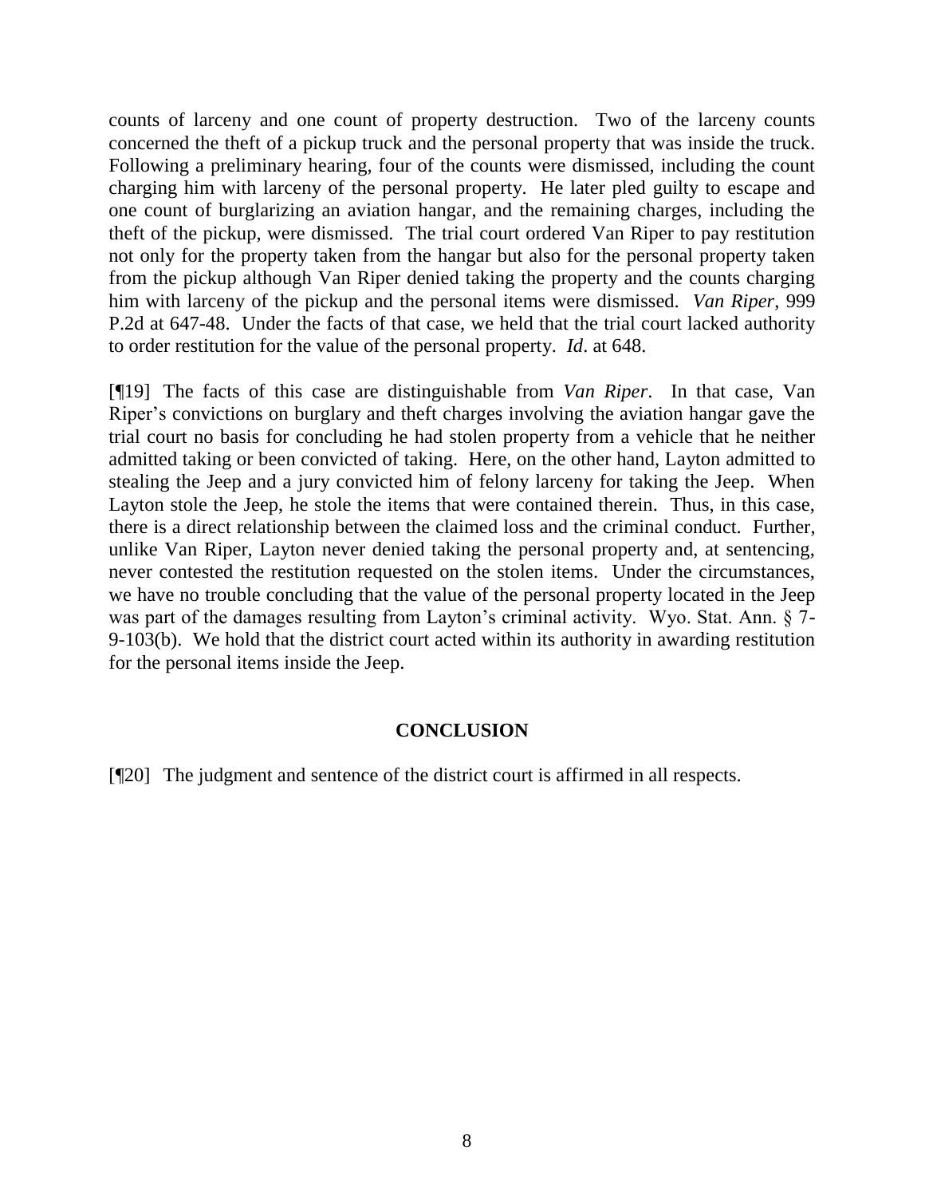counts of larceny and one count of property destruction. Two of the larceny counts concerned the theft of a pickup truck and the personal property that was inside the truck. Following a preliminary hearing, four of the counts were dismissed, including the count charging him with larceny of the personal property. He later pled guilty to escape and one count of burglarizing an aviation hangar, and the remaining charges, including the theft of the pickup, were dismissed. The trial court ordered Van Riper to pay restitution not only for the property taken from the hangar but also for the personal property taken from the pickup although Van Riper denied taking the property and the counts charging him with larceny of the pickup and the personal items were dismissed. *Van Riper*, 999 P.2d at 647-48. Under the facts of that case, we held that the trial court lacked authority to order restitution for the value of the personal property. *Id*. at 648.

[¶19] The facts of this case are distinguishable from *Van Riper*. In that case, Van Riper's convictions on burglary and theft charges involving the aviation hangar gave the trial court no basis for concluding he had stolen property from a vehicle that he neither admitted taking or been convicted of taking. Here, on the other hand, Layton admitted to stealing the Jeep and a jury convicted him of felony larceny for taking the Jeep. When Layton stole the Jeep, he stole the items that were contained therein. Thus, in this case, there is a direct relationship between the claimed loss and the criminal conduct. Further, unlike Van Riper, Layton never denied taking the personal property and, at sentencing, never contested the restitution requested on the stolen items. Under the circumstances, we have no trouble concluding that the value of the personal property located in the Jeep was part of the damages resulting from Layton's criminal activity. Wyo. Stat. Ann. § 7-9-103(b). We hold that the district court acted within its authority in awarding restitution for the personal items inside the Jeep.

## CONCLUSION

[¶20] The judgment and sentence of the district court is affirmed in all respects.